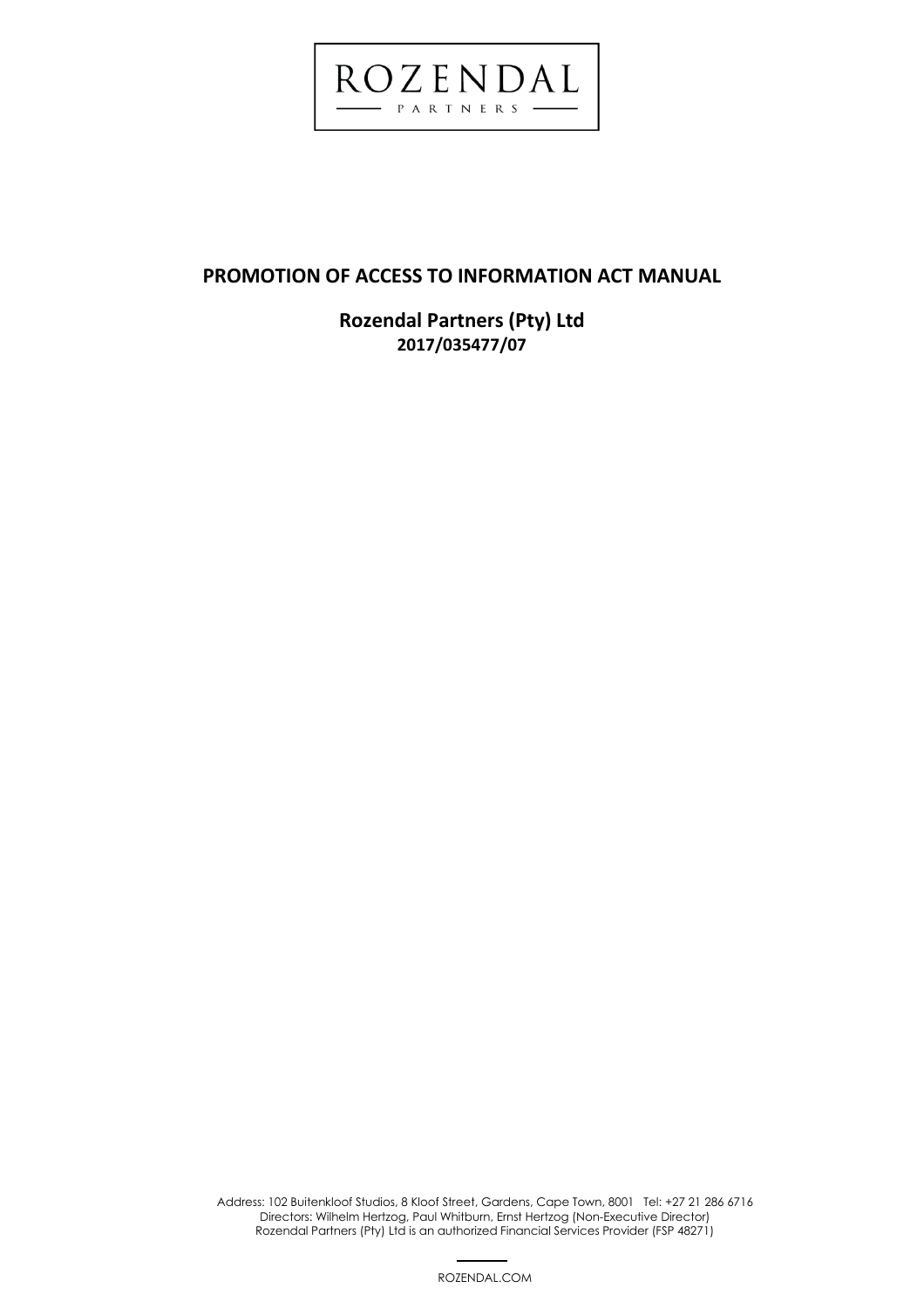ROZENDAL

PARTNERS

# PROMOTION OF ACCESS TO INFORMATION ACT MANUAL

## Rozendal Partners (Pty) Ltd

**2017/035477/07**

Address: 102 Buitenkloof Studios, 8 Kloof Street, Gardens, Cape Town, 8001 Tel: +27 21 286 6716
Directors: Wilhelm Hertzog, Paul Whitburn, Ernst Hertzog (Non-Executive Director)
Rozendal Partners (Pty) Ltd is an authorized Financial Services Provider (FSP 48271)

ROZENDAL.COM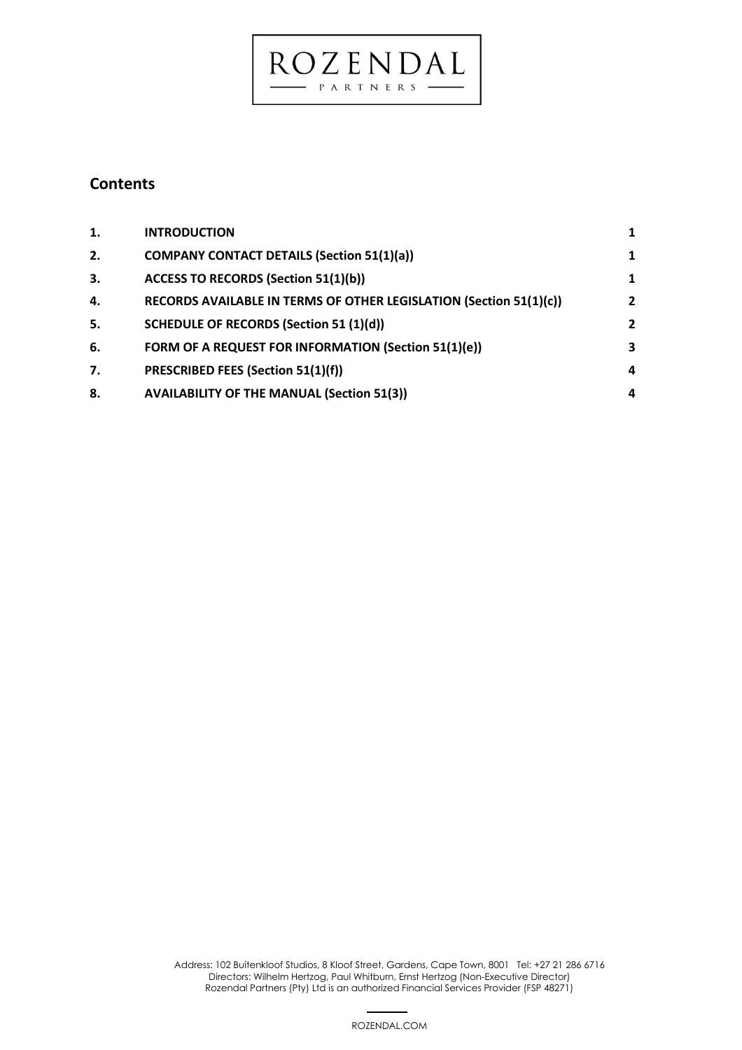## Contents

| | | |
|---|---|---|
| **1.** | **INTRODUCTION** | **1** |
| **2.** | **COMPANY CONTACT DETAILS (Section 51(1)(a))** | **1** |
| **3.** | **ACCESS TO RECORDS (Section 51(1)(b))** | **1** |
| **4.** | **RECORDS AVAILABLE IN TERMS OF OTHER LEGISLATION (Section 51(1)(c))** | **2** |
| **5.** | **SCHEDULE OF RECORDS (Section 51 (1)(d))** | **2** |
| **6.** | **FORM OF A REQUEST FOR INFORMATION (Section 51(1)(e))** | **3** |
| **7.** | **PRESCRIBED FEES (Section 51(1)(f))** | **4** |
| **8.** | **AVAILABILITY OF THE MANUAL (Section 51(3))** | **4** |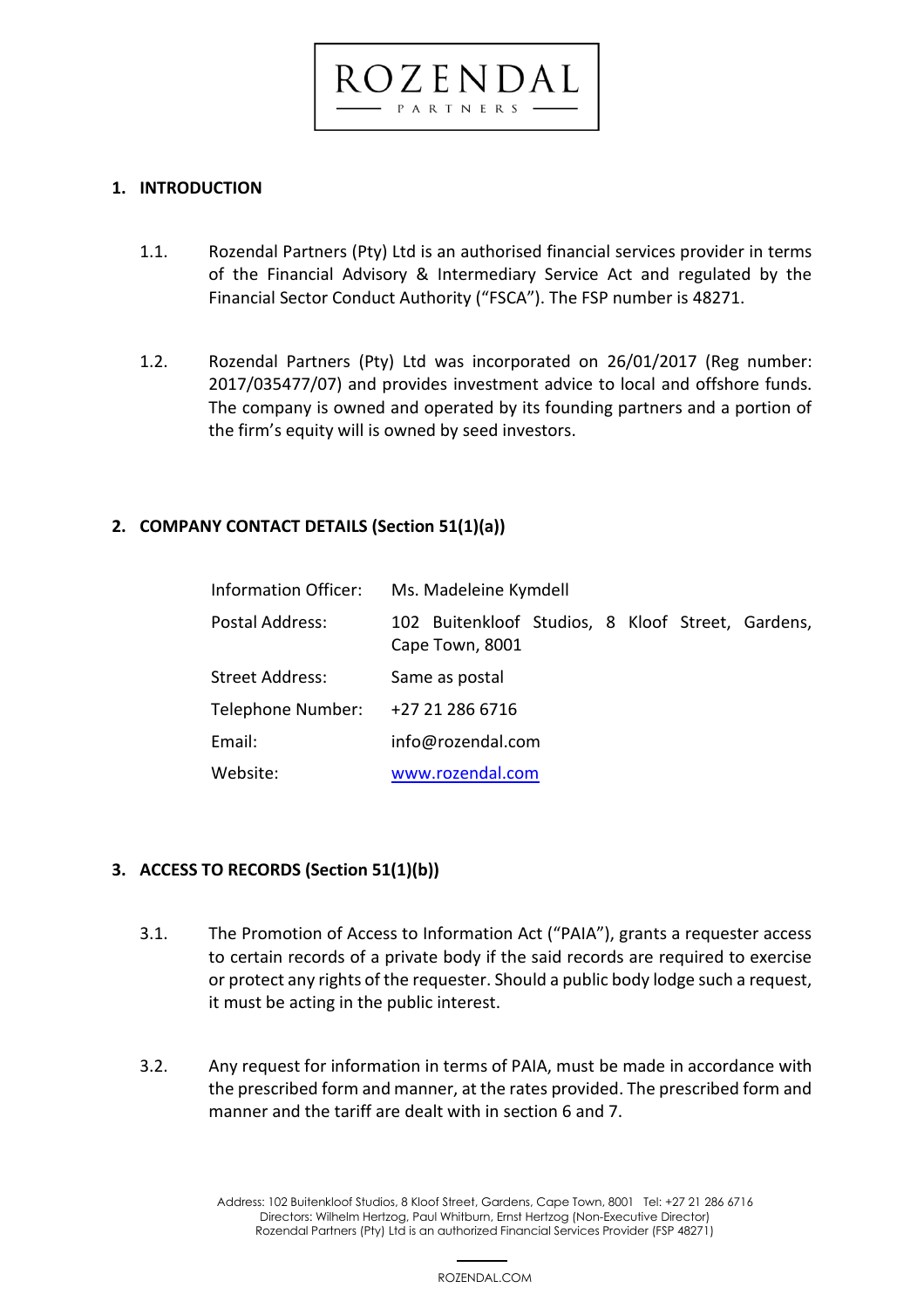## 1. INTRODUCTION

1.1. Rozendal Partners (Pty) Ltd is an authorised financial services provider in terms of the Financial Advisory & Intermediary Service Act and regulated by the Financial Sector Conduct Authority ("FSCA"). The FSP number is 48271.

1.2. Rozendal Partners (Pty) Ltd was incorporated on 26/01/2017 (Reg number: 2017/035477/07) and provides investment advice to local and offshore funds. The company is owned and operated by its founding partners and a portion of the firm's equity will is owned by seed investors.

## 2. COMPANY CONTACT DETAILS (Section 51(1)(a))

| | |
|---|---|
| Information Officer: | Ms. Madeleine Kymdell |
| Postal Address: | 102 Buitenkloof Studios, 8 Kloof Street, Gardens, Cape Town, 8001 |
| Street Address: | Same as postal |
| Telephone Number: | +27 21 286 6716 |
| Email: | info@rozendal.com |
| Website: | www.rozendal.com |

## 3. ACCESS TO RECORDS (Section 51(1)(b))

3.1. The Promotion of Access to Information Act ("PAIA"), grants a requester access to certain records of a private body if the said records are required to exercise or protect any rights of the requester. Should a public body lodge such a request, it must be acting in the public interest.

3.2. Any request for information in terms of PAIA, must be made in accordance with the prescribed form and manner, at the rates provided. The prescribed form and manner and the tariff are dealt with in section 6 and 7.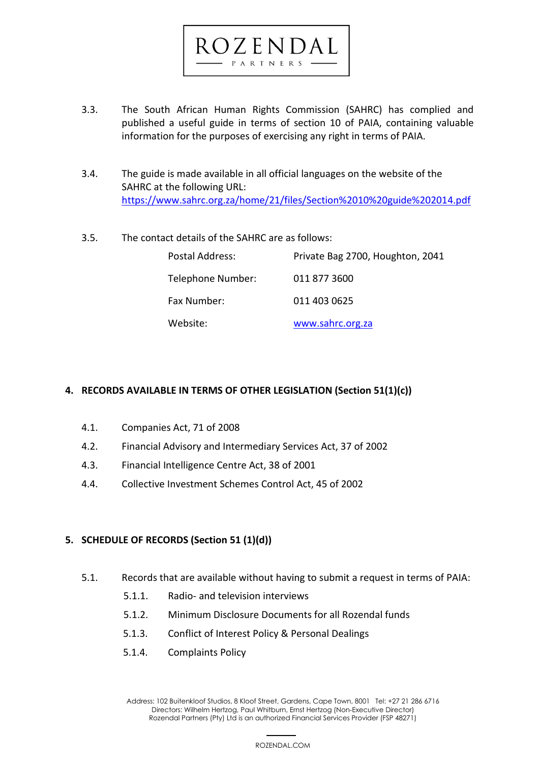3.3. The South African Human Rights Commission (SAHRC) has complied and published a useful guide in terms of section 10 of PAIA, containing valuable information for the purposes of exercising any right in terms of PAIA.

3.4. The guide is made available in all official languages on the website of the SAHRC at the following URL: https://www.sahrc.org.za/home/21/files/Section%2010%20guide%202014.pdf

3.5. The contact details of the SAHRC are as follows:

| | |
|---|---|
| Postal Address: | Private Bag 2700, Houghton, 2041 |
| Telephone Number: | 011 877 3600 |
| Fax Number: | 011 403 0625 |
| Website: | www.sahrc.org.za |

## 4. RECORDS AVAILABLE IN TERMS OF OTHER LEGISLATION (Section 51(1)(c))

4.1. Companies Act, 71 of 2008

4.2. Financial Advisory and Intermediary Services Act, 37 of 2002

4.3. Financial Intelligence Centre Act, 38 of 2001

4.4. Collective Investment Schemes Control Act, 45 of 2002

## 5. SCHEDULE OF RECORDS (Section 51 (1)(d))

5.1. Records that are available without having to submit a request in terms of PAIA:

5.1.1. Radio- and television interviews

5.1.2. Minimum Disclosure Documents for all Rozendal funds

5.1.3. Conflict of Interest Policy & Personal Dealings

5.1.4. Complaints Policy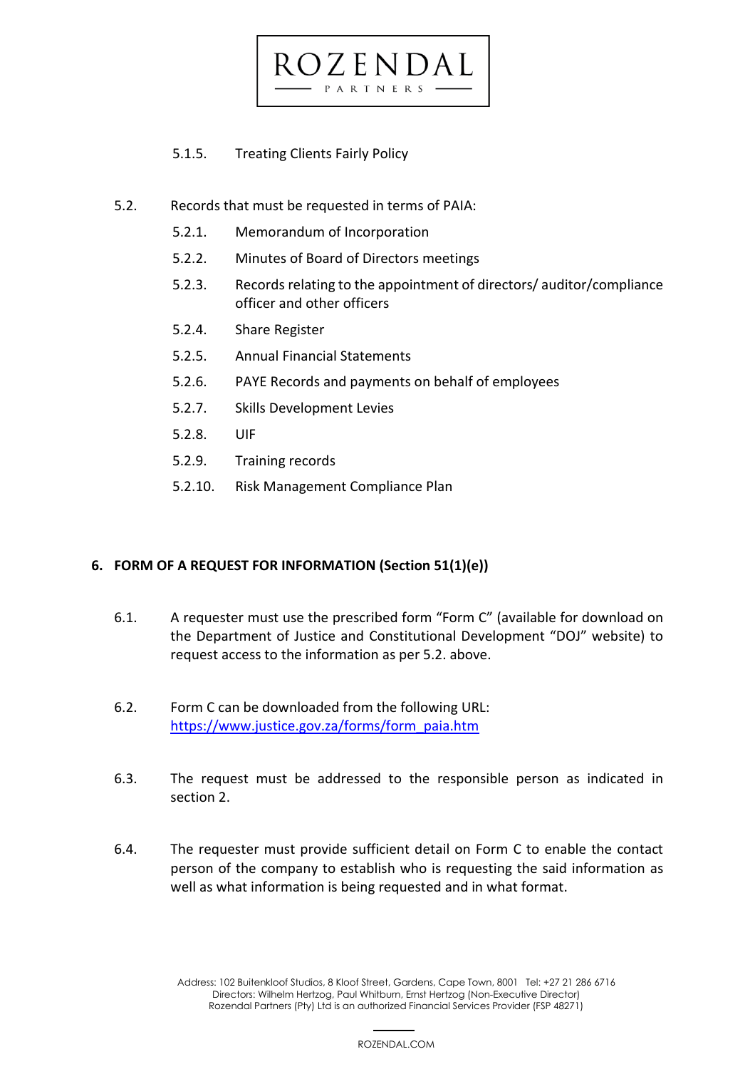5.1.5. Treating Clients Fairly Policy

5.2. Records that must be requested in terms of PAIA:

5.2.1. Memorandum of Incorporation

5.2.2. Minutes of Board of Directors meetings

5.2.3. Records relating to the appointment of directors/ auditor/compliance officer and other officers

5.2.4. Share Register

5.2.5. Annual Financial Statements

5.2.6. PAYE Records and payments on behalf of employees

5.2.7. Skills Development Levies

5.2.8. UIF

5.2.9. Training records

5.2.10. Risk Management Compliance Plan

## 6. FORM OF A REQUEST FOR INFORMATION (Section 51(1)(e))

6.1. A requester must use the prescribed form "Form C" (available for download on the Department of Justice and Constitutional Development "DOJ" website) to request access to the information as per 5.2. above.

6.2. Form C can be downloaded from the following URL: [https://www.justice.gov.za/forms/form_paia.htm](https://www.justice.gov.za/forms/form_paia.htm)

6.3. The request must be addressed to the responsible person as indicated in section 2.

6.4. The requester must provide sufficient detail on Form C to enable the contact person of the company to establish who is requesting the said information as well as what information is being requested and in what format.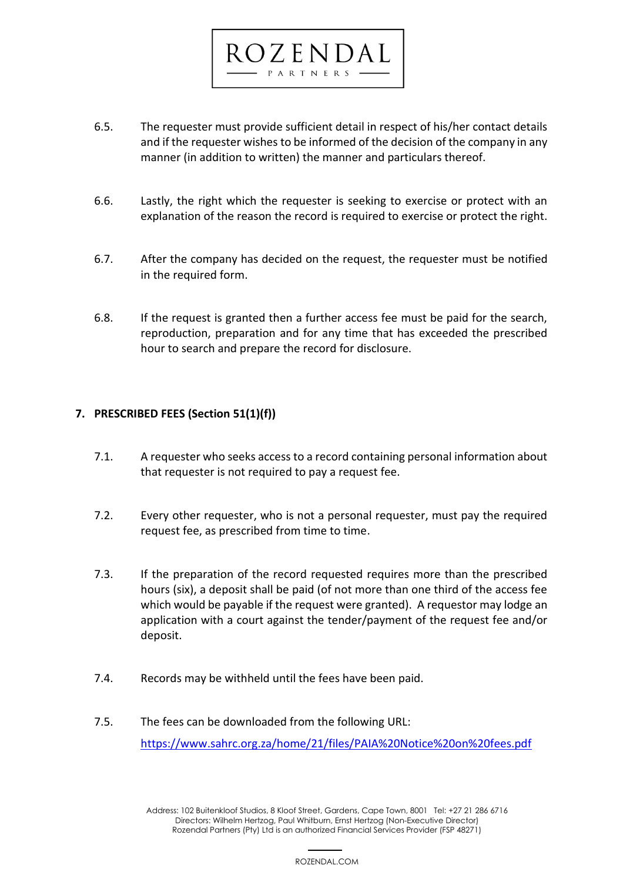6.5. The requester must provide sufficient detail in respect of his/her contact details and if the requester wishes to be informed of the decision of the company in any manner (in addition to written) the manner and particulars thereof.

6.6. Lastly, the right which the requester is seeking to exercise or protect with an explanation of the reason the record is required to exercise or protect the right.

6.7. After the company has decided on the request, the requester must be notified in the required form.

6.8. If the request is granted then a further access fee must be paid for the search, reproduction, preparation and for any time that has exceeded the prescribed hour to search and prepare the record for disclosure.

## 7. PRESCRIBED FEES (Section 51(1)(f))

7.1. A requester who seeks access to a record containing personal information about that requester is not required to pay a request fee.

7.2. Every other requester, who is not a personal requester, must pay the required request fee, as prescribed from time to time.

7.3. If the preparation of the record requested requires more than the prescribed hours (six), a deposit shall be paid (of not more than one third of the access fee which would be payable if the request were granted). A requestor may lodge an application with a court against the tender/payment of the request fee and/or deposit.

7.4. Records may be withheld until the fees have been paid.

7.5. The fees can be downloaded from the following URL:
[https://www.sahrc.org.za/home/21/files/PAIA%20Notice%20on%20fees.pdf](https://www.sahrc.org.za/home/21/files/PAIA%20Notice%20on%20fees.pdf)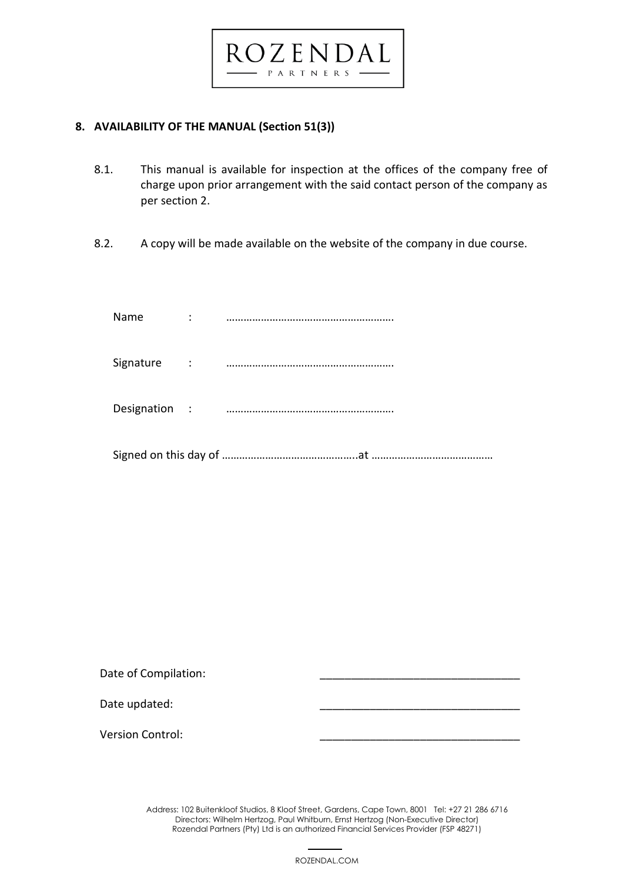## 8. AVAILABILITY OF THE MANUAL (Section 51(3))

8.1. This manual is available for inspection at the offices of the company free of charge upon prior arrangement with the said contact person of the company as per section 2.

8.2. A copy will be made available on the website of the company in due course.

Name : ………………………………………………….

Signature : ………………………………………………….

Designation : ………………………………………………….

Signed on this day of ……………………………………..at …………………………………

Date of Compilation: _______________________________

Date updated: _______________________________

Version Control: _______________________________

Address: 102 Buitenkloof Studios, 8 Kloof Street, Gardens, Cape Town, 8001 Tel: +27 21 286 6716
Directors: Wilhelm Hertzog, Paul Whitburn, Ernst Hertzog (Non-Executive Director)
Rozendal Partners (Pty) Ltd is an authorized Financial Services Provider (FSP 48271)